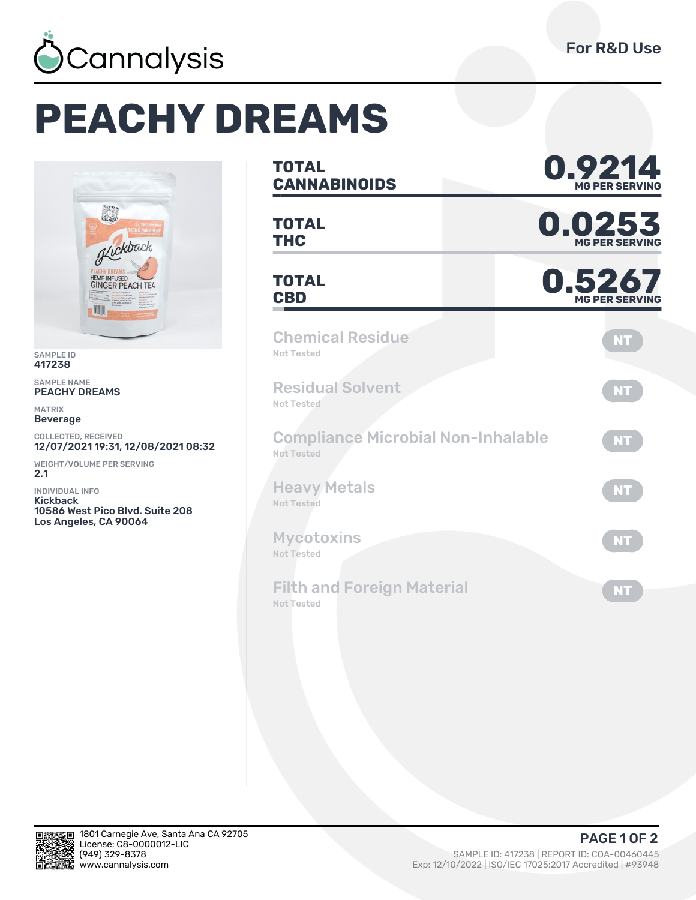Cannalysis

For R&D Use

# PEACHY DREAMS

SAMPLE ID
417238

SAMPLE NAME
PEACHY DREAMS

MATRIX
Beverage

COLLECTED, RECEIVED
12/07/2021 19:31, 12/08/2021 08:32

WEIGHT/VOLUME PER SERVING
2.1

INDIVIDUAL INFO
Kickback
10586 West Pico Blvd. Suite 208
Los Angeles, CA 90064

| | |
|---|---|
| **TOTAL CANNABINOIDS** | **0.9214** MG PER SERVING |
| **TOTAL THC** | **0.0253** MG PER SERVING |
| **TOTAL CBD** | **0.5267** MG PER SERVING |

| Test | Status | Result |
|---|---|---|
| Chemical Residue | Not Tested | NT |
| Residual Solvent | Not Tested | NT |
| Compliance Microbial Non-Inhalable | Not Tested | NT |
| Heavy Metals | Not Tested | NT |
| Mycotoxins | Not Tested | NT |
| Filth and Foreign Material | Not Tested | NT |

1801 Carnegie Ave, Santa Ana CA 92705
License: C8-0000012-LIC
(949) 329-8378
www.cannalysis.com

SAMPLE ID: 417238 | REPORT ID: COA-00460445
Exp: 12/10/2022 | ISO/IEC 17025:2017 Accredited | #93948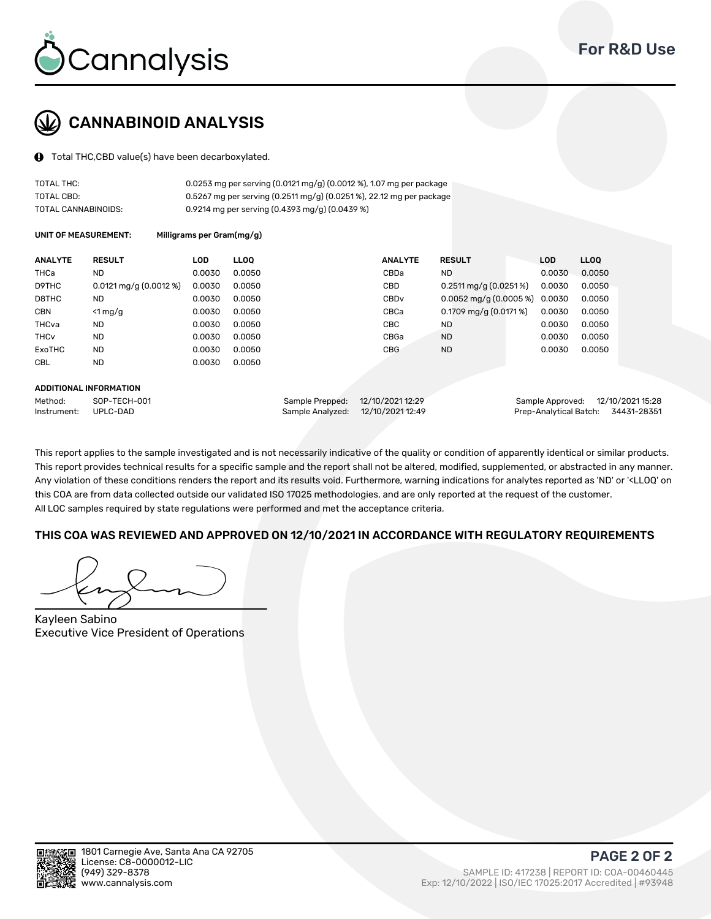For R&D Use

# CANNABINOID ANALYSIS

Total THC,CBD value(s) have been decarboxylated.

| | |
|---|---|
| TOTAL THC: | 0.0253 mg per serving (0.0121 mg/g) (0.0012 %), 1.07 mg per package |
| TOTAL CBD: | 0.5267 mg per serving (0.2511 mg/g) (0.0251 %), 22.12 mg per package |
| TOTAL CANNABINOIDS: | 0.9214 mg per serving (0.4393 mg/g) (0.0439 %) |

**UNIT OF MEASUREMENT:** Milligrams per Gram(mg/g)

| ANALYTE | RESULT | LOD | LLOQ | ANALYTE | RESULT | LOD | LLOQ |
|---|---|---|---|---|---|---|---|
| THCa | ND | 0.0030 | 0.0050 | CBDa | ND | 0.0030 | 0.0050 |
| D9THC | 0.0121 mg/g (0.0012 %) | 0.0030 | 0.0050 | CBD | 0.2511 mg/g (0.0251 %) | 0.0030 | 0.0050 |
| D8THC | ND | 0.0030 | 0.0050 | CBDv | 0.0052 mg/g (0.0005 %) | 0.0030 | 0.0050 |
| CBN | <1 mg/g | 0.0030 | 0.0050 | CBCa | 0.1709 mg/g (0.0171 %) | 0.0030 | 0.0050 |
| THCva | ND | 0.0030 | 0.0050 | CBC | ND | 0.0030 | 0.0050 |
| THCv | ND | 0.0030 | 0.0050 | CBGa | ND | 0.0030 | 0.0050 |
| ExoTHC | ND | 0.0030 | 0.0050 | CBG | ND | 0.0030 | 0.0050 |
| CBL | ND | 0.0030 | 0.0050 | | | | |

**ADDITIONAL INFORMATION**

| | | | | | |
|---|---|---|---|---|---|
| Method: | SOP-TECH-001 | Sample Prepped: | 12/10/2021 12:29 | Sample Approved: | 12/10/2021 15:28 |
| Instrument: | UPLC-DAD | Sample Analyzed: | 12/10/2021 12:49 | Prep-Analytical Batch: | 34431-28351 |

This report applies to the sample investigated and is not necessarily indicative of the quality or condition of apparently identical or similar products. This report provides technical results for a specific sample and the report shall not be altered, modified, supplemented, or abstracted in any manner. Any violation of these conditions renders the report and its results void. Furthermore, warning indications for analytes reported as 'ND' or '<LLOQ' on this COA are from data collected outside our validated ISO 17025 methodologies, and are only reported at the request of the customer. All LQC samples required by state regulations were performed and met the acceptance criteria.

**THIS COA WAS REVIEWED AND APPROVED ON 12/10/2021 IN ACCORDANCE WITH REGULATORY REQUIREMENTS**

Kayleen Sabino
Executive Vice President of Operations

1801 Carnegie Ave, Santa Ana CA 92705
License: C8-0000012-LIC
(949) 329-8378
www.cannalysis.com

SAMPLE ID: 417238 | REPORT ID: COA-00460445
Exp: 12/10/2022 | ISO/IEC 17025:2017 Accredited | #93948